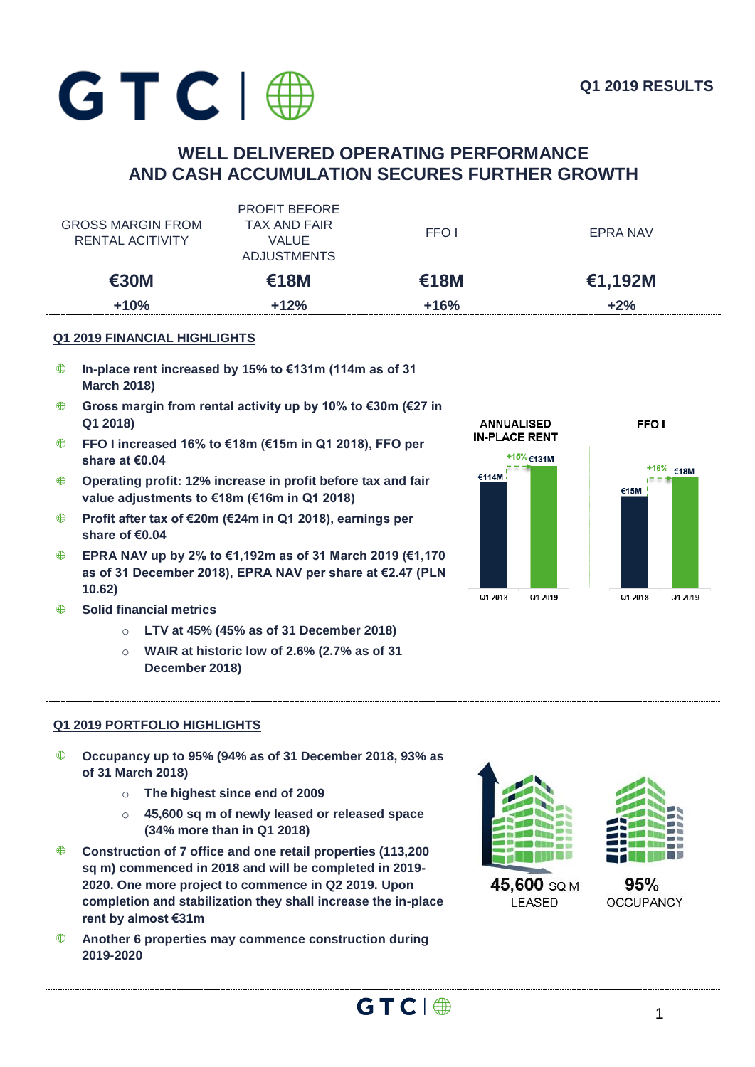**GTC**

**Q1 2019 RESULTS**

## WELL DELIVERED OPERATING PERFORMANCE AND CASH ACCUMULATION SECURES FURTHER GROWTH

| GROSS MARGIN FROM RENTAL ACITIVITY | PROFIT BEFORE TAX AND FAIR VALUE ADJUSTMENTS | FFO I | EPRA NAV |
|---|---|---|---|
| **€30M** | **€18M** | **€18M** | **€1,192M** |
| **+10%** | **+12%** | **+16%** | **+2%** |

### Q1 2019 FINANCIAL HIGHLIGHTS

- **In-place rent increased by 15% to €131m (114m as of 31 March 2018)**
- **Gross margin from rental activity up by 10% to €30m (€27 in Q1 2018)**
- **FFO I increased 16% to €18m (€15m in Q1 2018), FFO per share at €0.04**
- **Operating profit: 12% increase in profit before tax and fair value adjustments to €18m (€16m in Q1 2018)**
- **Profit after tax of €20m (€24m in Q1 2018), earnings per share of €0.04**
- **EPRA NAV up by 2% to €1,192m as of 31 March 2019 (€1,170 as of 31 December 2018), EPRA NAV per share at €2.47 (PLN 10.62)**
- **Solid financial metrics**
  - **LTV at 45% (45% as of 31 December 2018)**
  - **WAIR at historic low of 2.6% (2.7% as of 31 December 2018)**

**ANNUALISED IN-PLACE RENT**

| | Q1 2018 | Q1 2019 |
|---|---|---|
| Annualised in-place rent | €114M | €131M (+15%) |

**FFO I**

| | Q1 2018 | Q1 2019 |
|---|---|---|
| FFO I | €15M | €18M (+16%) |

### Q1 2019 PORTFOLIO HIGHLIGHTS

- **Occupancy up to 95% (94% as of 31 December 2018, 93% as of 31 March 2018)**
  - **The highest since end of 2009**
  - **45,600 sq m of newly leased or released space (34% more than in Q1 2018)**
- **Construction of 7 office and one retail properties (113,200 sq m) commenced in 2018 and will be completed in 2019-2020. One more project to commence in Q2 2019. Upon completion and stabilization they shall increase the in-place rent by almost €31m**
- **Another 6 properties may commence construction during 2019-2020**

**45,600** SQ M LEASED

**95%** OCCUPANCY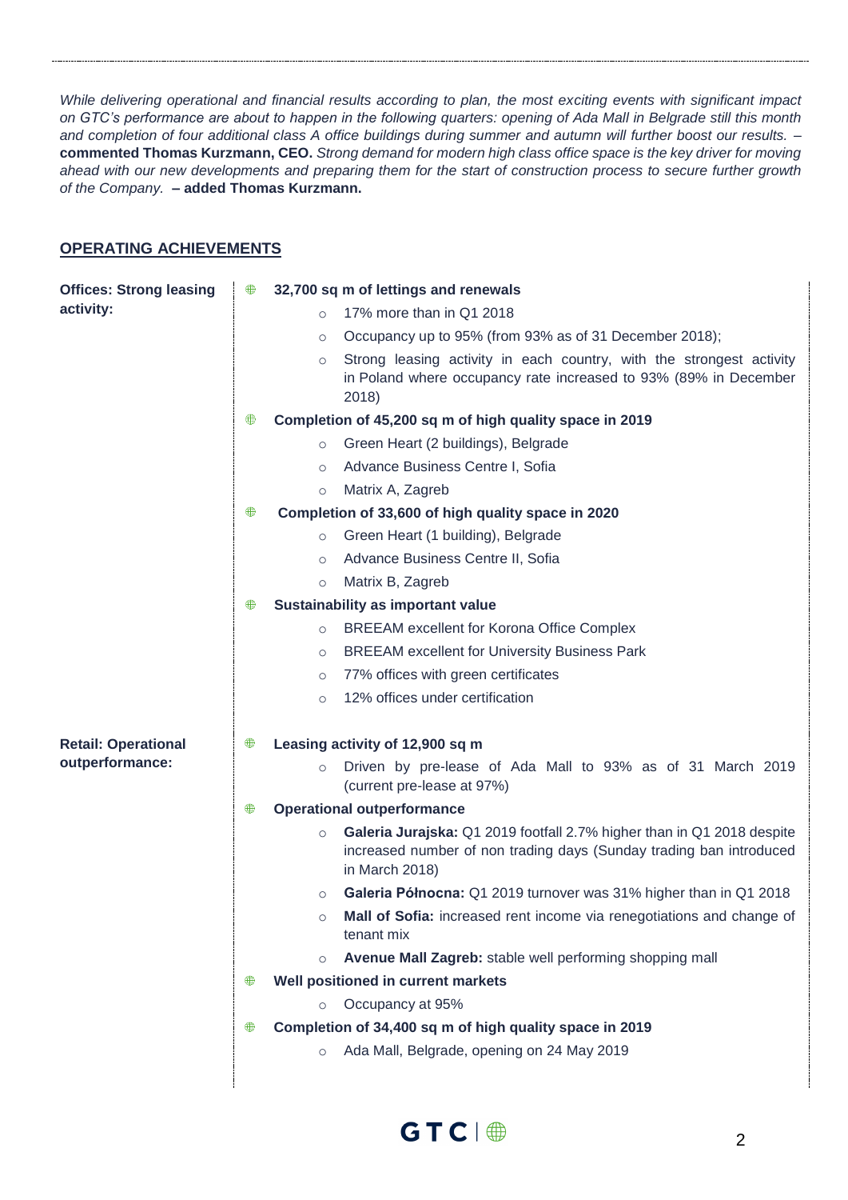*While delivering operational and financial results according to plan, the most exciting events with significant impact on GTC's performance are about to happen in the following quarters: opening of Ada Mall in Belgrade still this month and completion of four additional class A office buildings during summer and autumn will further boost our results.* – **commented Thomas Kurzmann, CEO.** *Strong demand for modern high class office space is the key driver for moving ahead with our new developments and preparing them for the start of construction process to secure further growth of the Company.* **– added Thomas Kurzmann.**

## OPERATING ACHIEVEMENTS

**Offices: Strong leasing activity:**

- **32,700 sq m of lettings and renewals**
  - 17% more than in Q1 2018
  - Occupancy up to 95% (from 93% as of 31 December 2018);
  - Strong leasing activity in each country, with the strongest activity in Poland where occupancy rate increased to 93% (89% in December 2018)
- **Completion of 45,200 sq m of high quality space in 2019**
  - Green Heart (2 buildings), Belgrade
  - Advance Business Centre I, Sofia
  - Matrix A, Zagreb
- **Completion of 33,600 of high quality space in 2020**
  - Green Heart (1 building), Belgrade
  - Advance Business Centre II, Sofia
  - Matrix B, Zagreb
- **Sustainability as important value**
  - BREEAM excellent for Korona Office Complex
  - BREEAM excellent for University Business Park
  - 77% offices with green certificates
  - 12% offices under certification

**Retail: Operational outperformance:**

- **Leasing activity of 12,900 sq m**
  - Driven by pre-lease of Ada Mall to 93% as of 31 March 2019 (current pre-lease at 97%)
- **Operational outperformance**
  - **Galeria Jurajska:** Q1 2019 footfall 2.7% higher than in Q1 2018 despite increased number of non trading days (Sunday trading ban introduced in March 2018)
  - **Galeria Północna:** Q1 2019 turnover was 31% higher than in Q1 2018
  - **Mall of Sofia:** increased rent income via renegotiations and change of tenant mix
  - **Avenue Mall Zagreb:** stable well performing shopping mall
- **Well positioned in current markets**
  - Occupancy at 95%
- **Completion of 34,400 sq m of high quality space in 2019**
  - Ada Mall, Belgrade, opening on 24 May 2019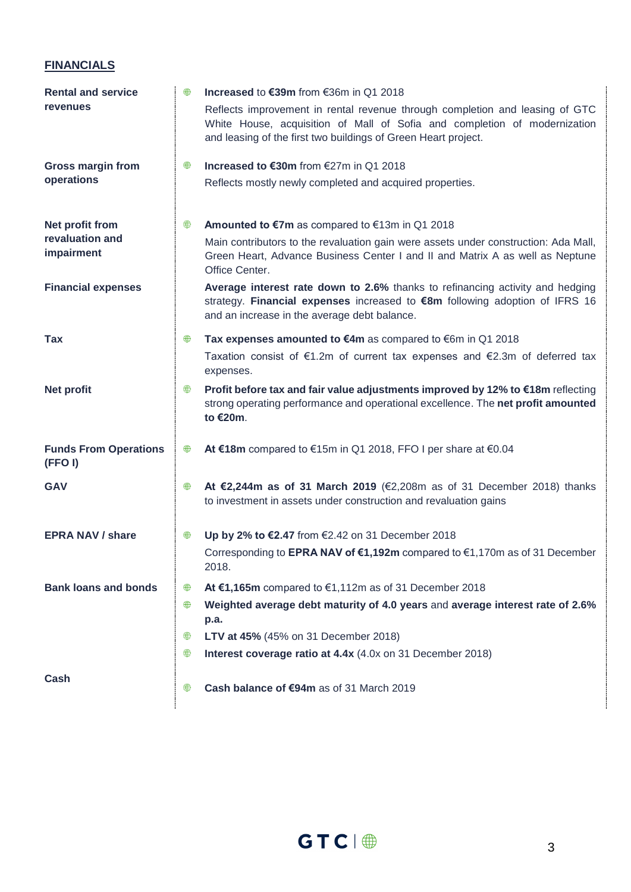## FINANCIALS

| | |
|---|---|
| **Rental and service revenues** | **Increased** to **€39m** from €36m in Q1 2018<br>Reflects improvement in rental revenue through completion and leasing of GTC White House, acquisition of Mall of Sofia and completion of modernization and leasing of the first two buildings of Green Heart project. |
| **Gross margin from operations** | **Increased to €30m** from €27m in Q1 2018<br>Reflects mostly newly completed and acquired properties. |
| **Net profit from revaluation and impairment** | **Amounted to €7m** as compared to €13m in Q1 2018<br>Main contributors to the revaluation gain were assets under construction: Ada Mall, Green Heart, Advance Business Center I and II and Matrix A as well as Neptune Office Center. |
| **Financial expenses** | **Average interest rate down to 2.6%** thanks to refinancing activity and hedging strategy. **Financial expenses** increased to **€8m** following adoption of IFRS 16 and an increase in the average debt balance. |
| **Tax** | **Tax expenses amounted to €4m** as compared to €6m in Q1 2018<br>Taxation consist of €1.2m of current tax expenses and €2.3m of deferred tax expenses. |
| **Net profit** | **Profit before tax and fair value adjustments improved by 12% to €18m** reflecting strong operating performance and operational excellence. The **net profit amounted to €20m**. |
| **Funds From Operations (FFO I)** | **At €18m** compared to €15m in Q1 2018, FFO I per share at €0.04 |
| **GAV** | **At €2,244m as of 31 March 2019** (€2,208m as of 31 December 2018) thanks to investment in assets under construction and revaluation gains |
| **EPRA NAV / share** | **Up by 2% to €2.47** from €2.42 on 31 December 2018<br>Corresponding to **EPRA NAV of €1,192m** compared to €1,170m as of 31 December 2018. |
| **Bank loans and bonds** | **At €1,165m** compared to €1,112m as of 31 December 2018<br>**Weighted average debt maturity of 4.0 years** and **average interest rate of 2.6% p.a.**<br>**LTV at 45%** (45% on 31 December 2018)<br>**Interest coverage ratio at 4.4x** (4.0x on 31 December 2018) |
| **Cash** | **Cash balance of €94m** as of 31 March 2019 |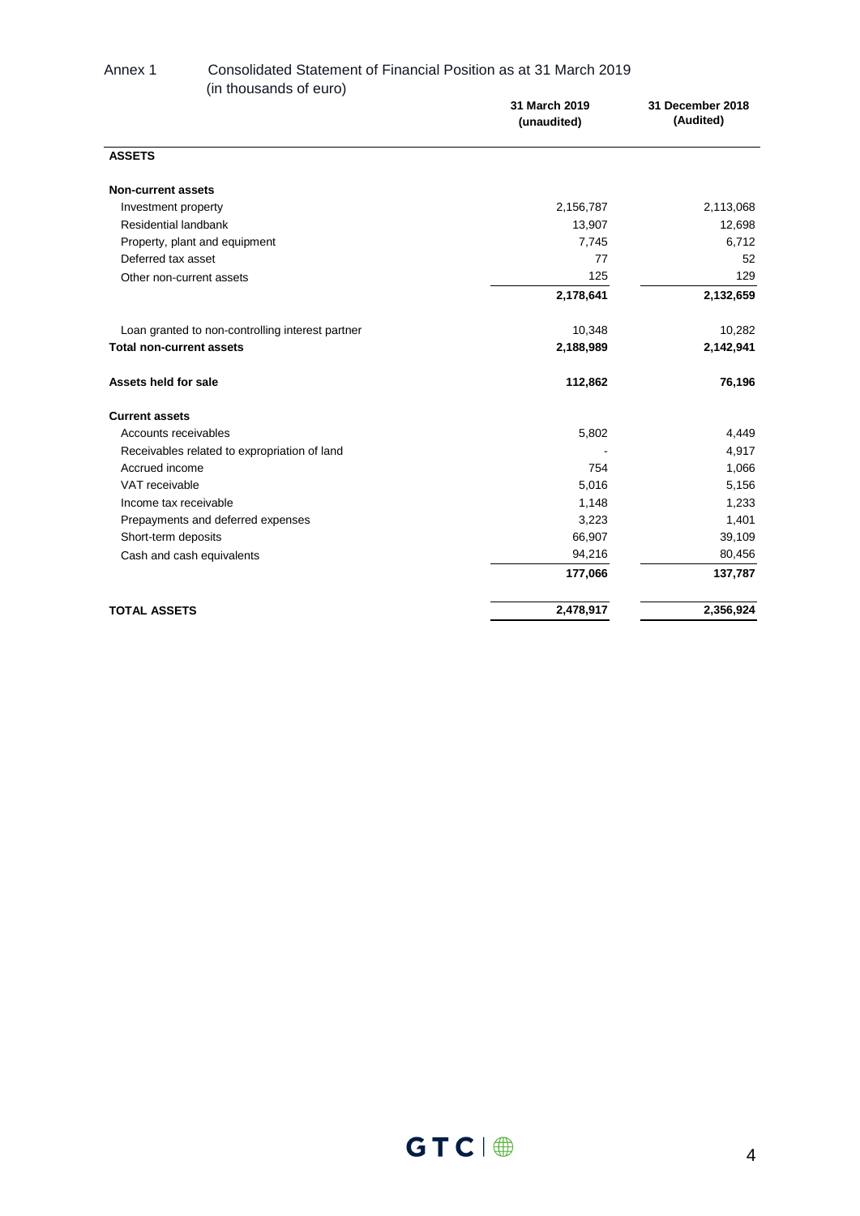Annex 1 Consolidated Statement of Financial Position as at 31 March 2019
(in thousands of euro)

| | 31 March 2019 (unaudited) | 31 December 2018 (Audited) |
|---|---|---|
| **ASSETS** | | |
| **Non-current assets** | | |
| Investment property | 2,156,787 | 2,113,068 |
| Residential landbank | 13,907 | 12,698 |
| Property, plant and equipment | 7,745 | 6,712 |
| Deferred tax asset | 77 | 52 |
| Other non-current assets | 125 | 129 |
| | **2,178,641** | **2,132,659** |
| Loan granted to non-controlling interest partner | 10,348 | 10,282 |
| **Total non-current assets** | **2,188,989** | **2,142,941** |
| **Assets held for sale** | **112,862** | **76,196** |
| **Current assets** | | |
| Accounts receivables | 5,802 | 4,449 |
| Receivables related to expropriation of land | - | 4,917 |
| Accrued income | 754 | 1,066 |
| VAT receivable | 5,016 | 5,156 |
| Income tax receivable | 1,148 | 1,233 |
| Prepayments and deferred expenses | 3,223 | 1,401 |
| Short-term deposits | 66,907 | 39,109 |
| Cash and cash equivalents | 94,216 | 80,456 |
| | **177,066** | **137,787** |
| **TOTAL ASSETS** | **2,478,917** | **2,356,924** |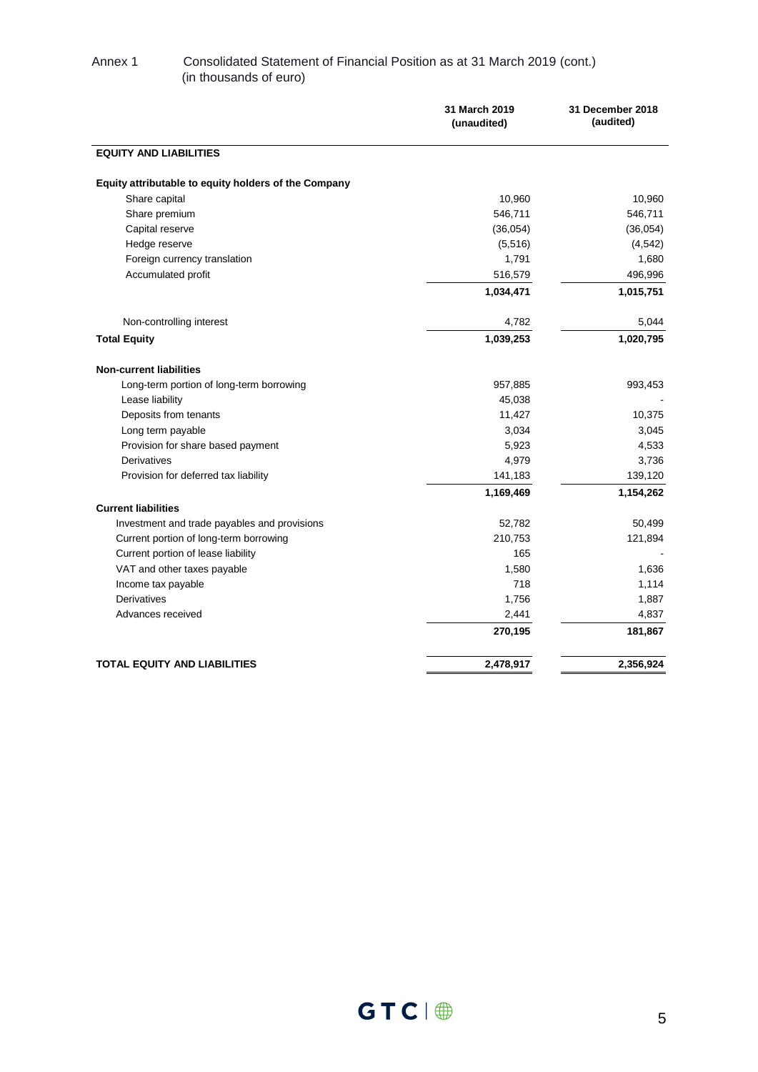Annex 1 Consolidated Statement of Financial Position as at 31 March 2019 (cont.)
(in thousands of euro)

| | 31 March 2019 (unaudited) | 31 December 2018 (audited) |
|---|---|---|
| **EQUITY AND LIABILITIES** | | |
| **Equity attributable to equity holders of the Company** | | |
| Share capital | 10,960 | 10,960 |
| Share premium | 546,711 | 546,711 |
| Capital reserve | (36,054) | (36,054) |
| Hedge reserve | (5,516) | (4,542) |
| Foreign currency translation | 1,791 | 1,680 |
| Accumulated profit | 516,579 | 496,996 |
| | **1,034,471** | **1,015,751** |
| Non-controlling interest | 4,782 | 5,044 |
| **Total Equity** | **1,039,253** | **1,020,795** |
| **Non-current liabilities** | | |
| Long-term portion of long-term borrowing | 957,885 | 993,453 |
| Lease liability | 45,038 | - |
| Deposits from tenants | 11,427 | 10,375 |
| Long term payable | 3,034 | 3,045 |
| Provision for share based payment | 5,923 | 4,533 |
| Derivatives | 4,979 | 3,736 |
| Provision for deferred tax liability | 141,183 | 139,120 |
| | **1,169,469** | **1,154,262** |
| **Current liabilities** | | |
| Investment and trade payables and provisions | 52,782 | 50,499 |
| Current portion of long-term borrowing | 210,753 | 121,894 |
| Current portion of lease liability | 165 | - |
| VAT and other taxes payable | 1,580 | 1,636 |
| Income tax payable | 718 | 1,114 |
| Derivatives | 1,756 | 1,887 |
| Advances received | 2,441 | 4,837 |
| | **270,195** | **181,867** |
| **TOTAL EQUITY AND LIABILITIES** | **2,478,917** | **2,356,924** |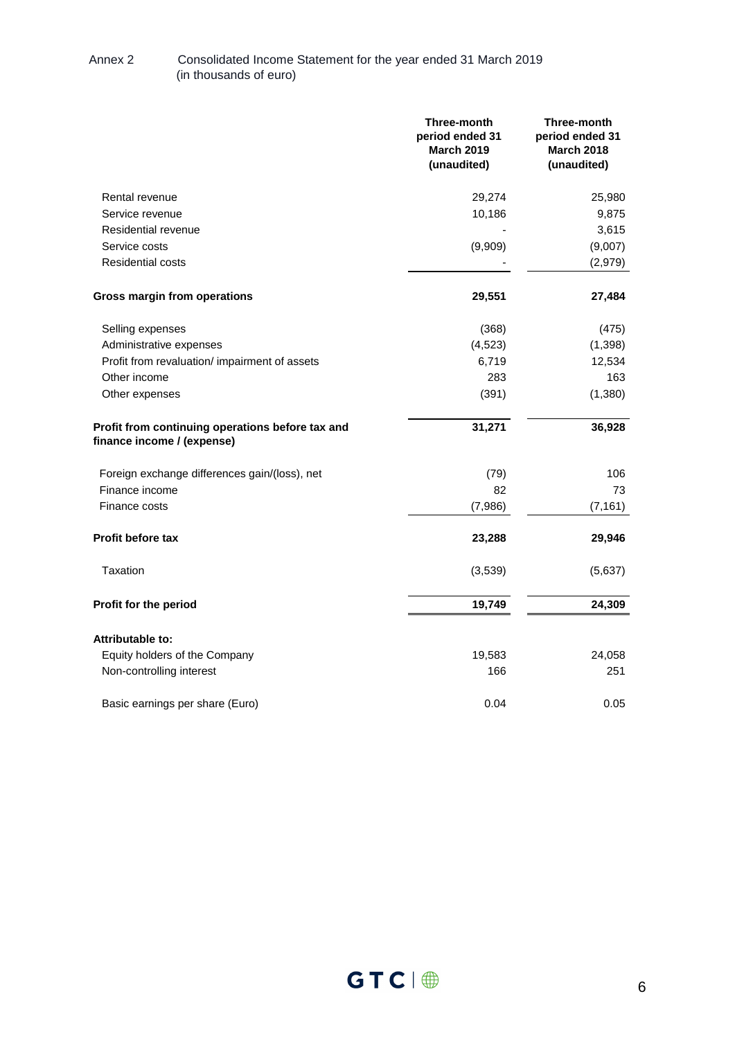Annex 2 Consolidated Income Statement for the year ended 31 March 2019
(in thousands of euro)

| | Three-month period ended 31 March 2019 (unaudited) | Three-month period ended 31 March 2018 (unaudited) |
|---|---|---|
| Rental revenue | 29,274 | 25,980 |
| Service revenue | 10,186 | 9,875 |
| Residential revenue | - | 3,615 |
| Service costs | (9,909) | (9,007) |
| Residential costs | - | (2,979) |
| **Gross margin from operations** | **29,551** | **27,484** |
| Selling expenses | (368) | (475) |
| Administrative expenses | (4,523) | (1,398) |
| Profit from revaluation/ impairment of assets | 6,719 | 12,534 |
| Other income | 283 | 163 |
| Other expenses | (391) | (1,380) |
| **Profit from continuing operations before tax and finance income / (expense)** | **31,271** | **36,928** |
| Foreign exchange differences gain/(loss), net | (79) | 106 |
| Finance income | 82 | 73 |
| Finance costs | (7,986) | (7,161) |
| **Profit before tax** | **23,288** | **29,946** |
| Taxation | (3,539) | (5,637) |
| **Profit for the period** | **19,749** | **24,309** |
| **Attributable to:** | | |
| Equity holders of the Company | 19,583 | 24,058 |
| Non-controlling interest | 166 | 251 |
| Basic earnings per share (Euro) | 0.04 | 0.05 |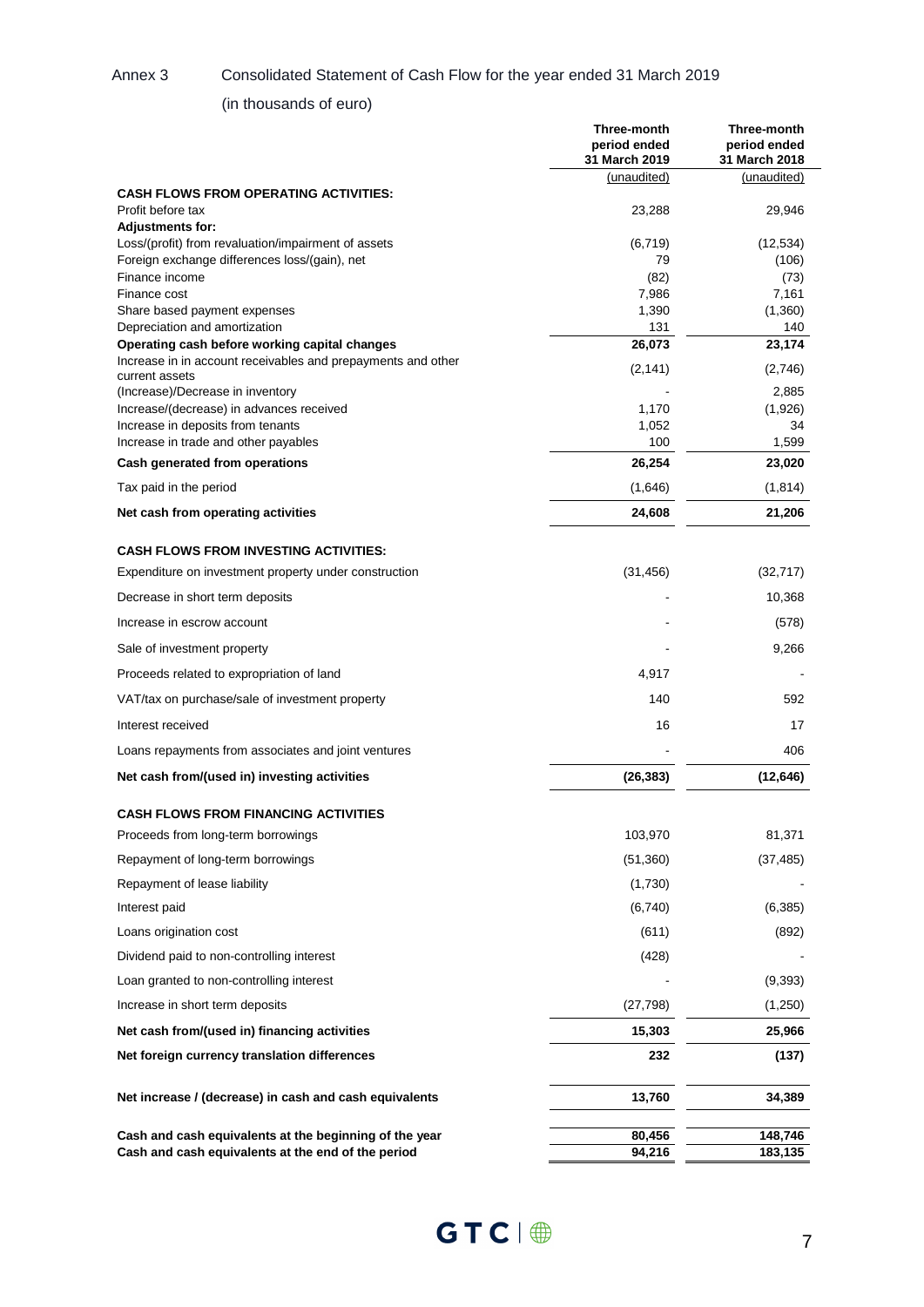Annex 3 Consolidated Statement of Cash Flow for the year ended 31 March 2019

(in thousands of euro)

| | Three-month period ended 31 March 2019 | Three-month period ended 31 March 2018 |
|---|---|---|
| | (unaudited) | (unaudited) |
| **CASH FLOWS FROM OPERATING ACTIVITIES:** | | |
| Profit before tax | 23,288 | 29,946 |
| **Adjustments for:** | | |
| Loss/(profit) from revaluation/impairment of assets | (6,719) | (12,534) |
| Foreign exchange differences loss/(gain), net | 79 | (106) |
| Finance income | (82) | (73) |
| Finance cost | 7,986 | 7,161 |
| Share based payment expenses | 1,390 | (1,360) |
| Depreciation and amortization | 131 | 140 |
| **Operating cash before working capital changes** | **26,073** | **23,174** |
| Increase in in account receivables and prepayments and other current assets | (2,141) | (2,746) |
| (Increase)/Decrease in inventory | - | 2,885 |
| Increase/(decrease) in advances received | 1,170 | (1,926) |
| Increase in deposits from tenants | 1,052 | 34 |
| Increase in trade and other payables | 100 | 1,599 |
| **Cash generated from operations** | **26,254** | **23,020** |
| Tax paid in the period | (1,646) | (1,814) |
| **Net cash from operating activities** | **24,608** | **21,206** |
| **CASH FLOWS FROM INVESTING ACTIVITIES:** | | |
| Expenditure on investment property under construction | (31,456) | (32,717) |
| Decrease in short term deposits | - | 10,368 |
| Increase in escrow account | - | (578) |
| Sale of investment property | - | 9,266 |
| Proceeds related to expropriation of land | 4,917 | - |
| VAT/tax on purchase/sale of investment property | 140 | 592 |
| Interest received | 16 | 17 |
| Loans repayments from associates and joint ventures | - | 406 |
| **Net cash from/(used in) investing activities** | **(26,383)** | **(12,646)** |
| **CASH FLOWS FROM FINANCING ACTIVITIES** | | |
| Proceeds from long-term borrowings | 103,970 | 81,371 |
| Repayment of long-term borrowings | (51,360) | (37,485) |
| Repayment of lease liability | (1,730) | - |
| Interest paid | (6,740) | (6,385) |
| Loans origination cost | (611) | (892) |
| Dividend paid to non-controlling interest | (428) | - |
| Loan granted to non-controlling interest | - | (9,393) |
| Increase in short term deposits | (27,798) | (1,250) |
| **Net cash from/(used in) financing activities** | **15,303** | **25,966** |
| **Net foreign currency translation differences** | **232** | **(137)** |
| **Net increase / (decrease) in cash and cash equivalents** | **13,760** | **34,389** |
| **Cash and cash equivalents at the beginning of the year** | **80,456** | **148,746** |
| **Cash and cash equivalents at the end of the period** | **94,216** | **183,135** |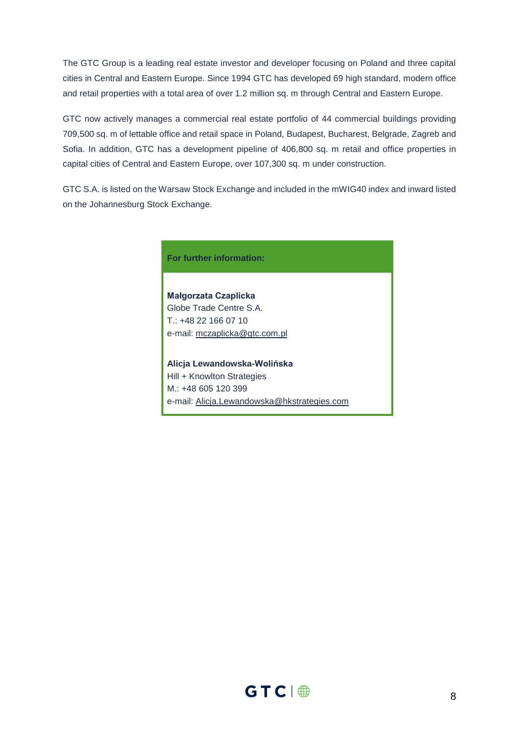The GTC Group is a leading real estate investor and developer focusing on Poland and three capital cities in Central and Eastern Europe. Since 1994 GTC has developed 69 high standard, modern office and retail properties with a total area of over 1.2 million sq. m through Central and Eastern Europe.

GTC now actively manages a commercial real estate portfolio of 44 commercial buildings providing 709,500 sq. m of lettable office and retail space in Poland, Budapest, Bucharest, Belgrade, Zagreb and Sofia. In addition, GTC has a development pipeline of 406,800 sq. m retail and office properties in capital cities of Central and Eastern Europe, over 107,300 sq. m under construction.

GTC S.A. is listed on the Warsaw Stock Exchange and included in the mWIG40 index and inward listed on the Johannesburg Stock Exchange.

**For further information:**

**Małgorzata Czaplicka**
Globe Trade Centre S.A.
T.: +48 22 166 07 10
e-mail: mczaplicka@gtc.com.pl

**Alicja Lewandowska-Wolińska**
Hill + Knowlton Strategies
M.: +48 605 120 399
e-mail: Alicja.Lewandowska@hkstrategies.com